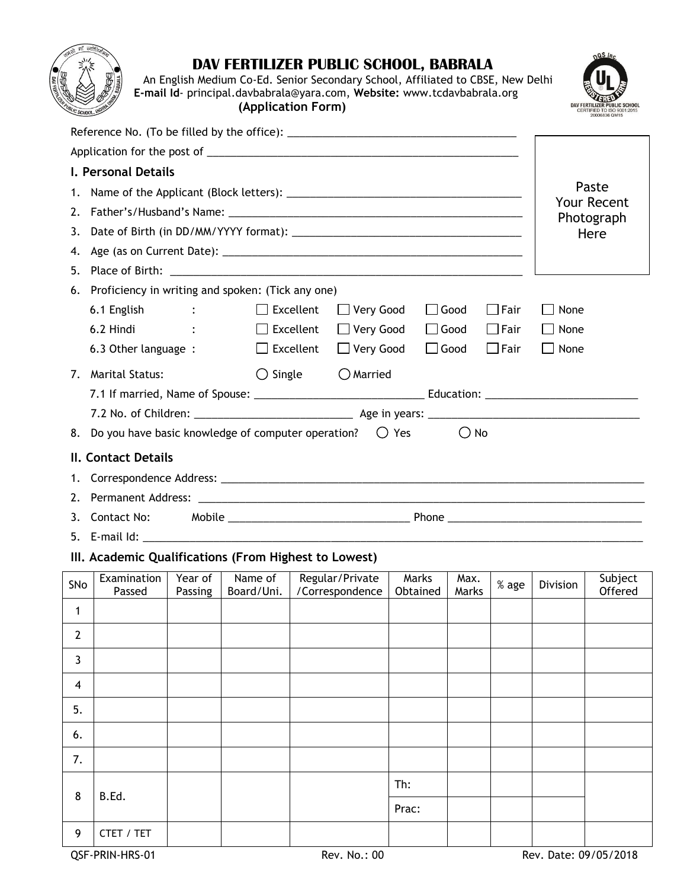# DAV FERTILIZER PUBLIC SCHOOL, BABRALA

An English Medium Co-Ed. Senior Secondary School, Affiliated to CBSE, New Delhi
**E-mail Id**- principal.davbabrala@yara.com, **Website:** www.tcdavbabrala.org

**(Application Form)**

Reference No. (To be filled by the office): ____________________________________

Application for the post of ____________________________________________________

Paste Your Recent Photograph Here

### I. Personal Details

1. Name of the Applicant (Block letters): ____________________________________
2. Father's/Husband's Name: ____________________________________________
3. Date of Birth (in DD/MM/YYYY format): ____________________________________
4. Age (as on Current Date): _____________________________________________
5. Place of Birth: ________________________________________________________
6. Proficiency in writing and spoken: (Tick any one)
   - 6.1 English : ☐ Excellent ☐ Very Good ☐ Good ☐ Fair ☐ None
   - 6.2 Hindi : ☐ Excellent ☐ Very Good ☐ Good ☐ Fair ☐ None
   - 6.3 Other language : ☐ Excellent ☐ Very Good ☐ Good ☐ Fair ☐ None
7. Marital Status: ○ Single ○ Married
   - 7.1 If married, Name of Spouse: ___________________________ Education: ________________________
   - 7.2 No. of Children: _________________________ Age in years: ___________________________________
8. Do you have basic knowledge of computer operation? ○ Yes ○ No

### II. Contact Details

1. Correspondence Address: ______________________________________________________________
2. Permanent Address: __________________________________________________________________
3. Contact No: Mobile ______________________________ Phone ________________________________
5. E-mail Id: _________________________________________________________________________

### III. Academic Qualifications (From Highest to Lowest)

| SNo | Examination Passed | Year of Passing | Name of Board/Uni. | Regular/Private /Correspondence | Marks Obtained | Max. Marks | % age | Division | Subject Offered |
|---|---|---|---|---|---|---|---|---|---|
| 1 | | | | | | | | | |
| 2 | | | | | | | | | |
| 3 | | | | | | | | | |
| 4 | | | | | | | | | |
| 5. | | | | | | | | | |
| 6. | | | | | | | | | |
| 7. | | | | | | | | | |
| 8 | B.Ed. | | | | Th: | | | | |
| | | | | | Prac: | | | | |
| 9 | CTET / TET | | | | | | | | |

QSF-PRIN-HRS-01 Rev. No.: 00 Rev. Date: 09/05/2018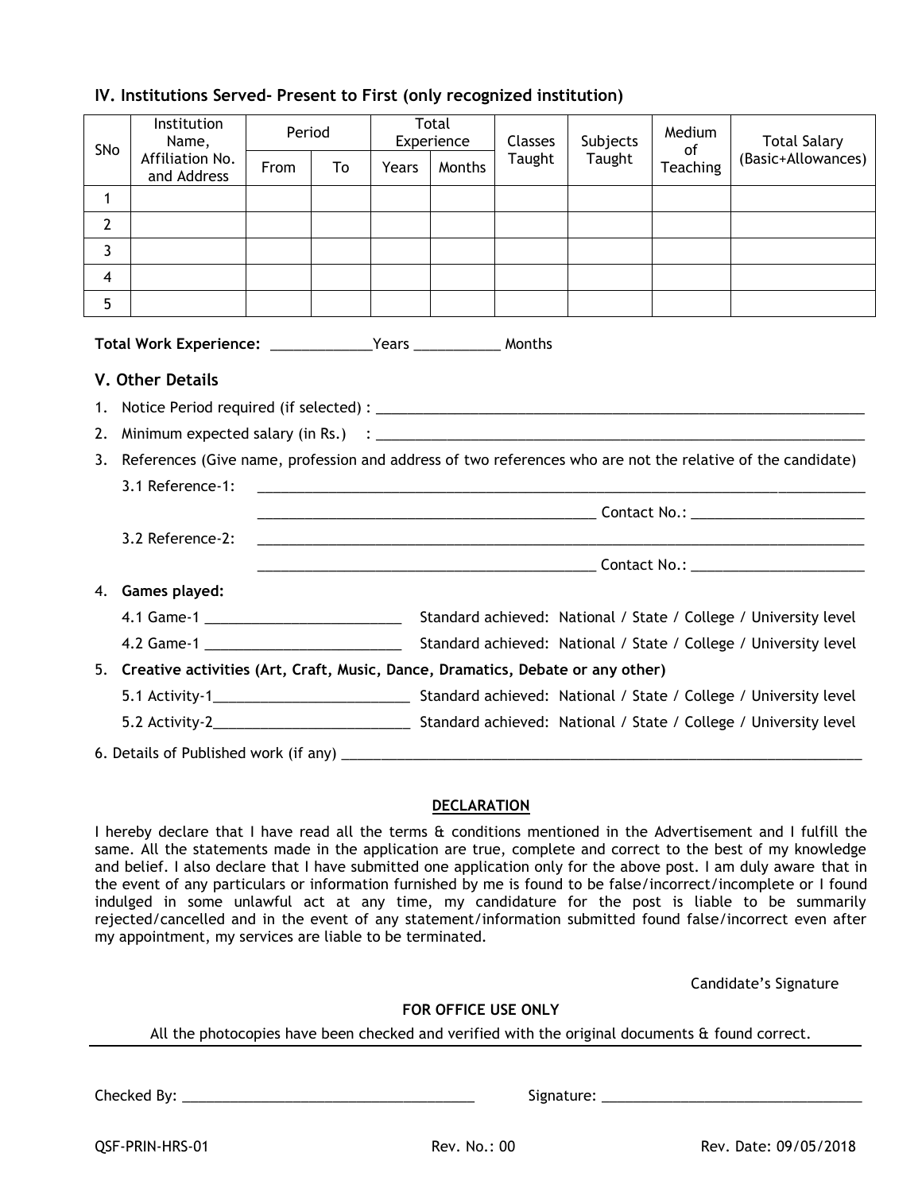## IV. Institutions Served- Present to First (only recognized institution)

| SNo | Institution Name, Affiliation No. and Address | Period | | Total Experience | | Classes Taught | Subjects Taught | Medium of Teaching | Total Salary (Basic+Allowances) |
|---|---|---|---|---|---|---|---|---|---|
| | | From | To | Years | Months | | | | |
| 1 | | | | | | | | | |
| 2 | | | | | | | | | |
| 3 | | | | | | | | | |
| 4 | | | | | | | | | |
| 5 | | | | | | | | | |

**Total Work Experience:** ____________Years __________ Months

## V. Other Details

1. Notice Period required (if selected) : ______________________________
2. Minimum expected salary (in Rs.) : ______________________________
3. References (Give name, profession and address of two references who are not the relative of the candidate)
   - 3.1 Reference-1: ______________________________
     ______________________________ Contact No.: ____________________
   - 3.2 Reference-2: ______________________________
     ______________________________ Contact No.: ____________________
4. **Games played:**
   - 4.1 Game-1 ________________________ Standard achieved: National / State / College / University level
   - 4.2 Game-1 ________________________ Standard achieved: National / State / College / University level
5. **Creative activities (Art, Craft, Music, Dance, Dramatics, Debate or any other)**
   - 5.1 Activity-1________________________ Standard achieved: National / State / College / University level
   - 5.2 Activity-2________________________ Standard achieved: National / State / College / University level
6. Details of Published work (if any) ______________________________

**DECLARATION**

I hereby declare that I have read all the terms & conditions mentioned in the Advertisement and I fulfill the same. All the statements made in the application are true, complete and correct to the best of my knowledge and belief. I also declare that I have submitted one application only for the above post. I am duly aware that in the event of any particulars or information furnished by me is found to be false/incorrect/incomplete or I found indulged in some unlawful act at any time, my candidature for the post is liable to be summarily rejected/cancelled and in the event of any statement/information submitted found false/incorrect even after my appointment, my services are liable to be terminated.

Candidate's Signature

**FOR OFFICE USE ONLY**

All the photocopies have been checked and verified with the original documents & found correct.

Checked By: ______________________________ Signature: ______________________________

QSF-PRIN-HRS-01 Rev. No.: 00 Rev. Date: 09/05/2018